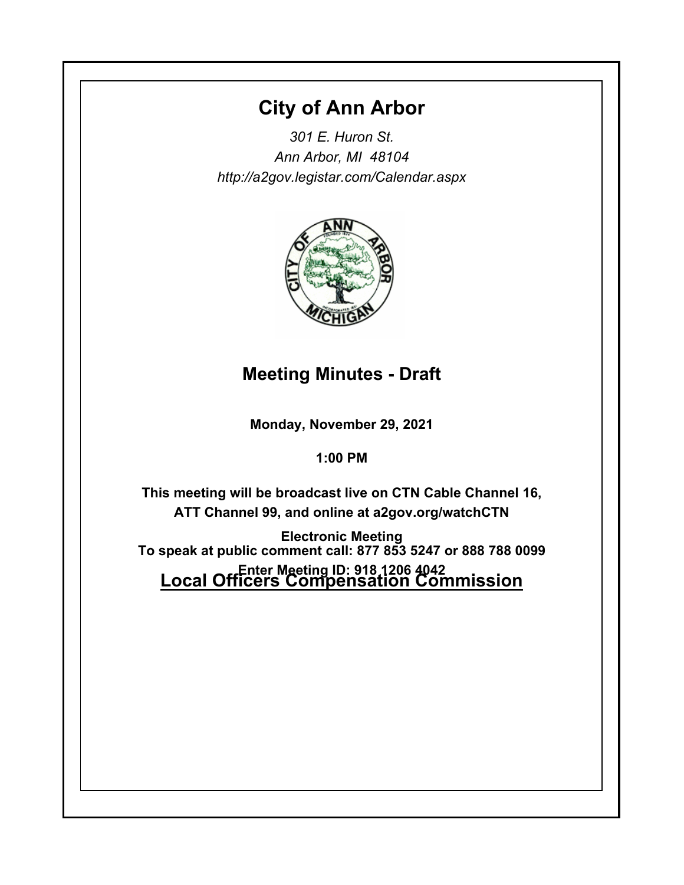# City of Ann Arbor

*301 E. Huron St.*
*Ann Arbor, MI 48104*
*http://a2gov.legistar.com/Calendar.aspx*

## Meeting Minutes - Draft

**Monday, November 29, 2021**

**1:00 PM**

**This meeting will be broadcast live on CTN Cable Channel 16, ATT Channel 99, and online at a2gov.org/watchCTN**

**Electronic Meeting**
**To speak at public comment call: 877 853 5247 or 888 788 0099**
**Enter Meeting ID: 918 1206 4042**

## Local Officers Compensation Commission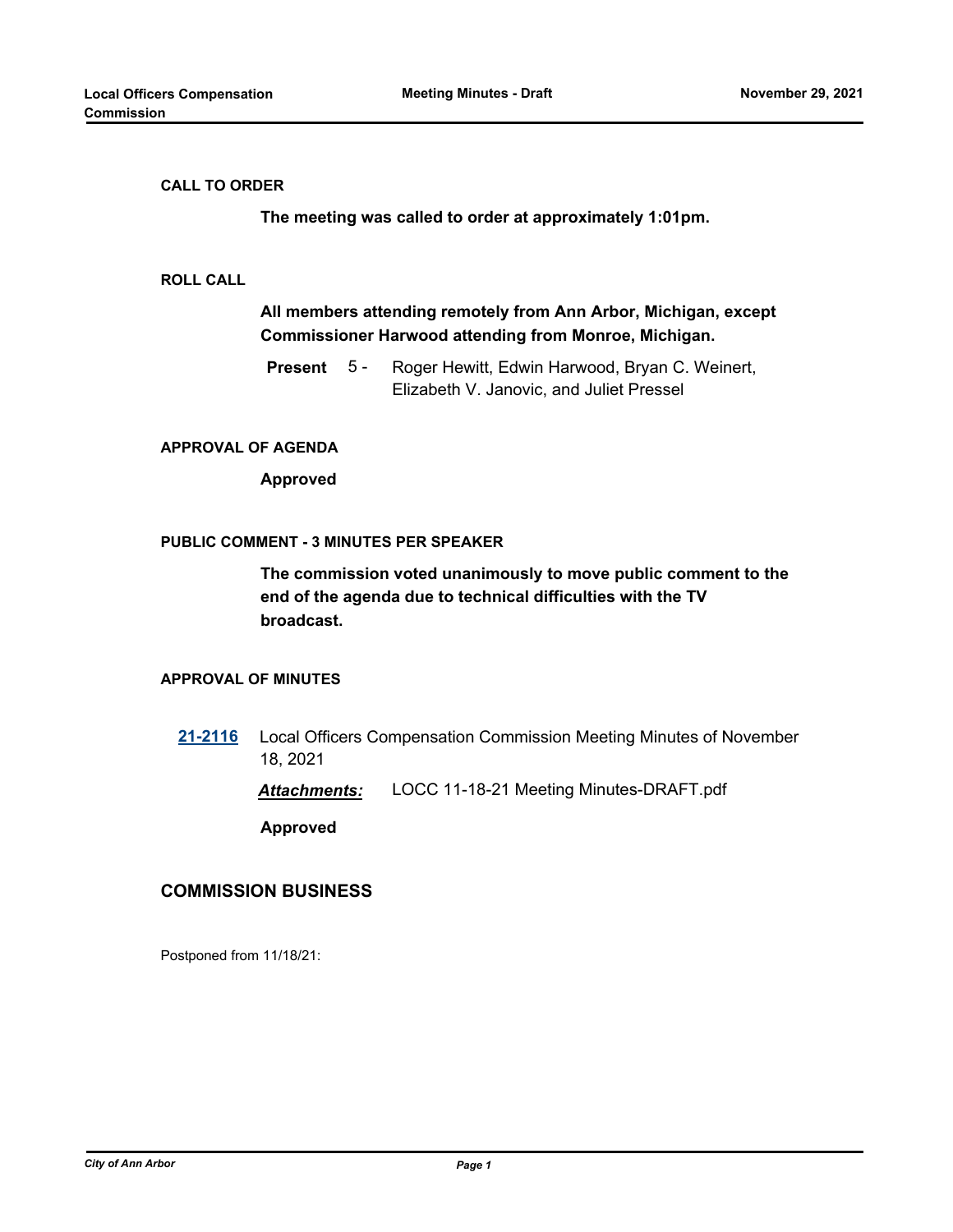### CALL TO ORDER

**The meeting was called to order at approximately 1:01pm.**

### ROLL CALL

**All members attending remotely from Ann Arbor, Michigan, except Commissioner Harwood attending from Monroe, Michigan.**

**Present** 5 - Roger Hewitt, Edwin Harwood, Bryan C. Weinert, Elizabeth V. Janovic, and Juliet Pressel

### APPROVAL OF AGENDA

**Approved**

### PUBLIC COMMENT - 3 MINUTES PER SPEAKER

**The commission voted unanimously to move public comment to the end of the agenda due to technical difficulties with the TV broadcast.**

### APPROVAL OF MINUTES

**21-2116** Local Officers Compensation Commission Meeting Minutes of November 18, 2021

***Attachments:*** LOCC 11-18-21 Meeting Minutes-DRAFT.pdf

**Approved**

## COMMISSION BUSINESS

Postponed from 11/18/21: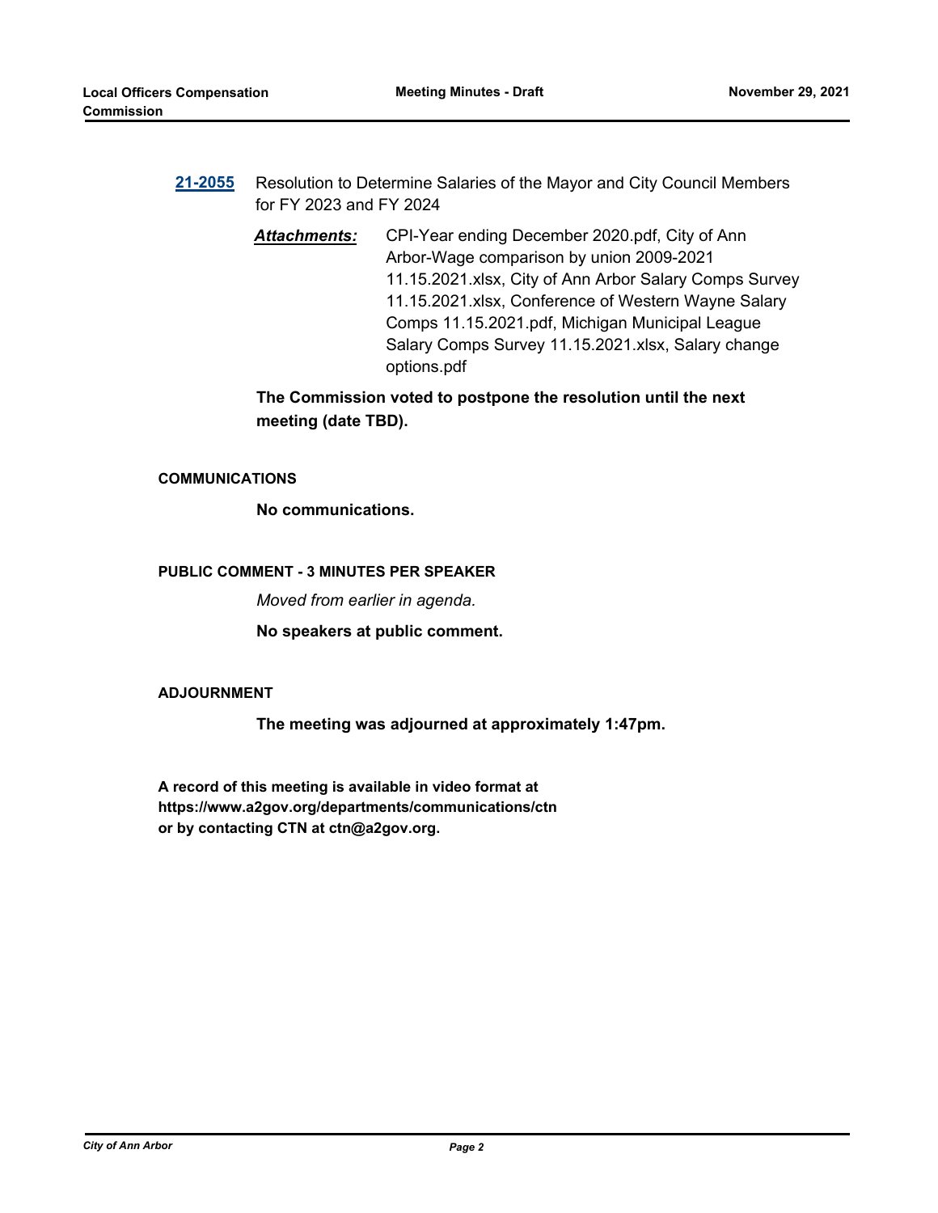**21-2055** Resolution to Determine Salaries of the Mayor and City Council Members for FY 2023 and FY 2024

***Attachments:*** CPI-Year ending December 2020.pdf, City of Ann Arbor-Wage comparison by union 2009-2021 11.15.2021.xlsx, City of Ann Arbor Salary Comps Survey 11.15.2021.xlsx, Conference of Western Wayne Salary Comps 11.15.2021.pdf, Michigan Municipal League Salary Comps Survey 11.15.2021.xlsx, Salary change options.pdf

**The Commission voted to postpone the resolution until the next meeting (date TBD).**

**COMMUNICATIONS**

**No communications.**

**PUBLIC COMMENT - 3 MINUTES PER SPEAKER**

*Moved from earlier in agenda.*

**No speakers at public comment.**

**ADJOURNMENT**

**The meeting was adjourned at approximately 1:47pm.**

**A record of this meeting is available in video format at https://www.a2gov.org/departments/communications/ctn or by contacting CTN at ctn@a2gov.org.**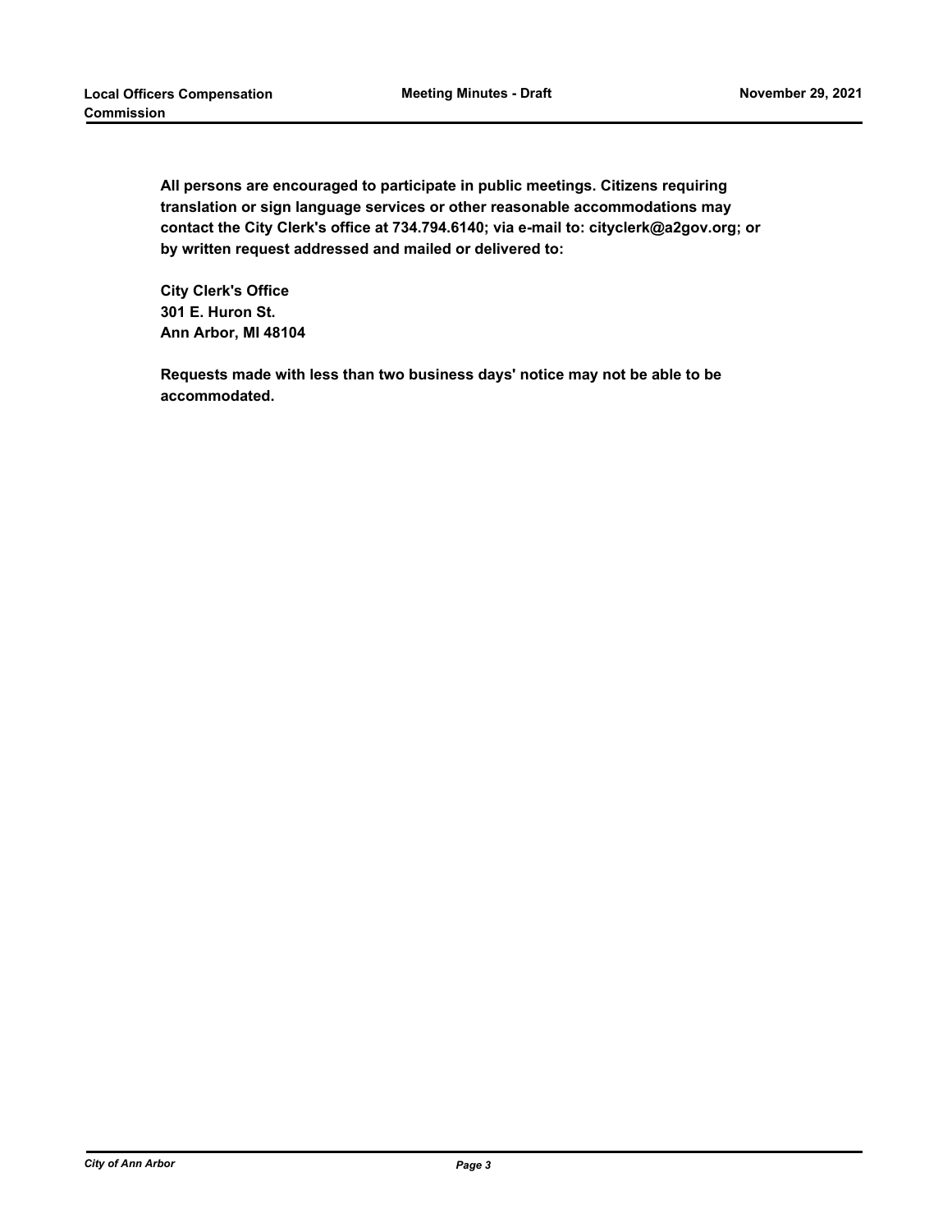**All persons are encouraged to participate in public meetings. Citizens requiring translation or sign language services or other reasonable accommodations may contact the City Clerk's office at 734.794.6140; via e-mail to: cityclerk@a2gov.org; or by written request addressed and mailed or delivered to:**

**City Clerk's Office**
**301 E. Huron St.**
**Ann Arbor, MI 48104**

**Requests made with less than two business days' notice may not be able to be accommodated.**